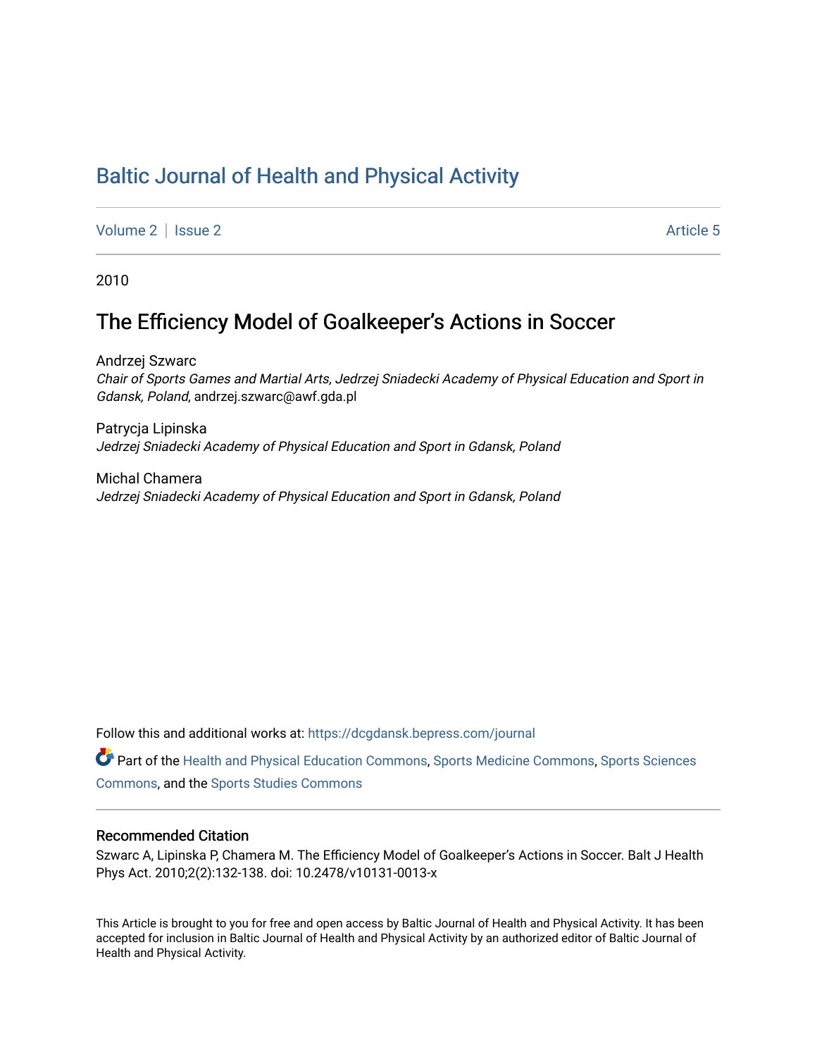# Baltic Journal of Health and Physical Activity

Volume 2 | Issue 2 Article 5

2010

## The Efficiency Model of Goalkeeper's Actions in Soccer

Andrzej Szwarc
*Chair of Sports Games and Martial Arts, Jedrzej Sniadecki Academy of Physical Education and Sport in Gdansk, Poland*, andrzej.szwarc@awf.gda.pl

Patrycja Lipinska
*Jedrzej Sniadecki Academy of Physical Education and Sport in Gdansk, Poland*

Michal Chamera
*Jedrzej Sniadecki Academy of Physical Education and Sport in Gdansk, Poland*

Follow this and additional works at: https://dcgdansk.bepress.com/journal

Part of the Health and Physical Education Commons, Sports Medicine Commons, Sports Sciences Commons, and the Sports Studies Commons

### Recommended Citation

Szwarc A, Lipinska P, Chamera M. The Efficiency Model of Goalkeeper's Actions in Soccer. Balt J Health Phys Act. 2010;2(2):132-138. doi: 10.2478/v10131-0013-x

This Article is brought to you for free and open access by Baltic Journal of Health and Physical Activity. It has been accepted for inclusion in Baltic Journal of Health and Physical Activity by an authorized editor of Baltic Journal of Health and Physical Activity.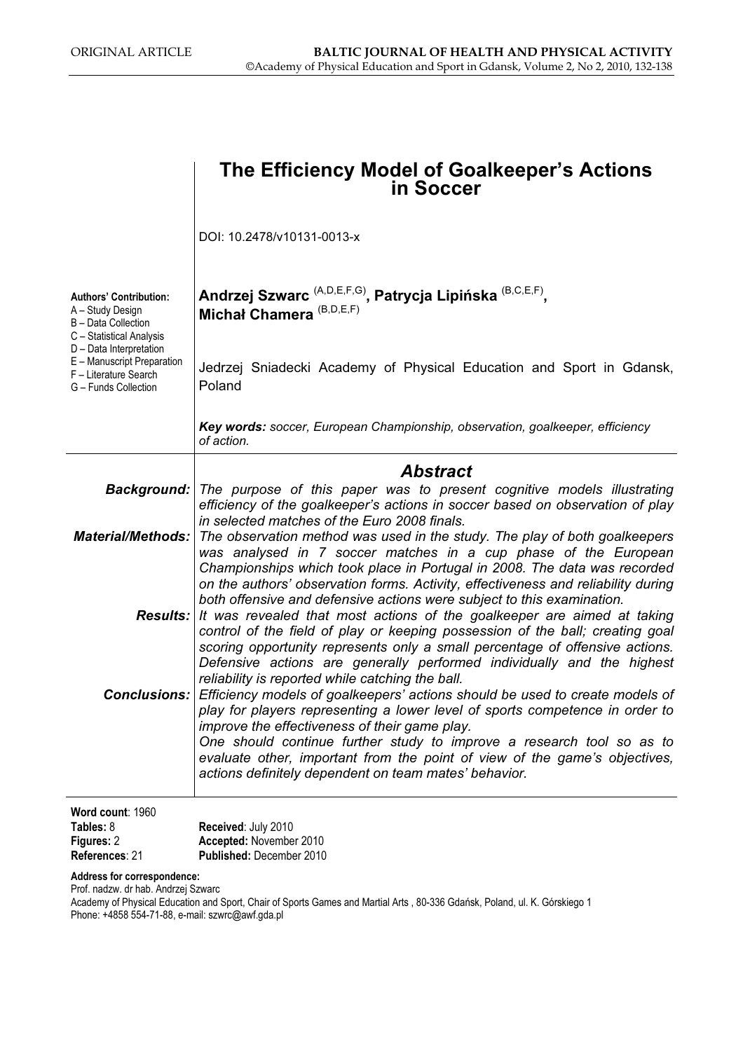ORIGINAL ARTICLE

# The Efficiency Model of Goalkeeper's Actions in Soccer

DOI: 10.2478/v10131-0013-x

**Authors' Contribution:**
A – Study Design
B – Data Collection
C – Statistical Analysis
D – Data Interpretation
E – Manuscript Preparation
F – Literature Search
G – Funds Collection

**Andrzej Szwarc** (A,D,E,F,G)**, Patrycja Lipińska** (B,C,E,F)**, Michał Chamera** (B,D,E,F)

Jedrzej Sniadecki Academy of Physical Education and Sport in Gdansk, Poland

***Key words:*** *soccer, European Championship, observation, goalkeeper, efficiency of action.*

## *Abstract*

***Background:*** *The purpose of this paper was to present cognitive models illustrating efficiency of the goalkeeper's actions in soccer based on observation of play in selected matches of the Euro 2008 finals.*

***Material/Methods:*** *The observation method was used in the study. The play of both goalkeepers was analysed in 7 soccer matches in a cup phase of the European Championships which took place in Portugal in 2008. The data was recorded on the authors' observation forms. Activity, effectiveness and reliability during both offensive and defensive actions were subject to this examination.*

***Results:*** *It was revealed that most actions of the goalkeeper are aimed at taking control of the field of play or keeping possession of the ball; creating goal scoring opportunity represents only a small percentage of offensive actions. Defensive actions are generally performed individually and the highest reliability is reported while catching the ball.*

***Conclusions:*** *Efficiency models of goalkeepers' actions should be used to create models of play for players representing a lower level of sports competence in order to improve the effectiveness of their game play.*
*One should continue further study to improve a research tool so as to evaluate other, important from the point of view of the game's objectives, actions definitely dependent on team mates' behavior.*

**Word count**: 1960
**Tables:** 8
**Figures:** 2
**References**: 21

**Received**: July 2010
**Accepted:** November 2010
**Published:** December 2010

**Address for correspondence:**
Prof. nadzw. dr hab. Andrzej Szwarc
Academy of Physical Education and Sport, Chair of Sports Games and Martial Arts , 80-336 Gdańsk, Poland, ul. K. Górskiego 1
Phone: +4858 554-71-88, e-mail: szwrc@awf.gda.pl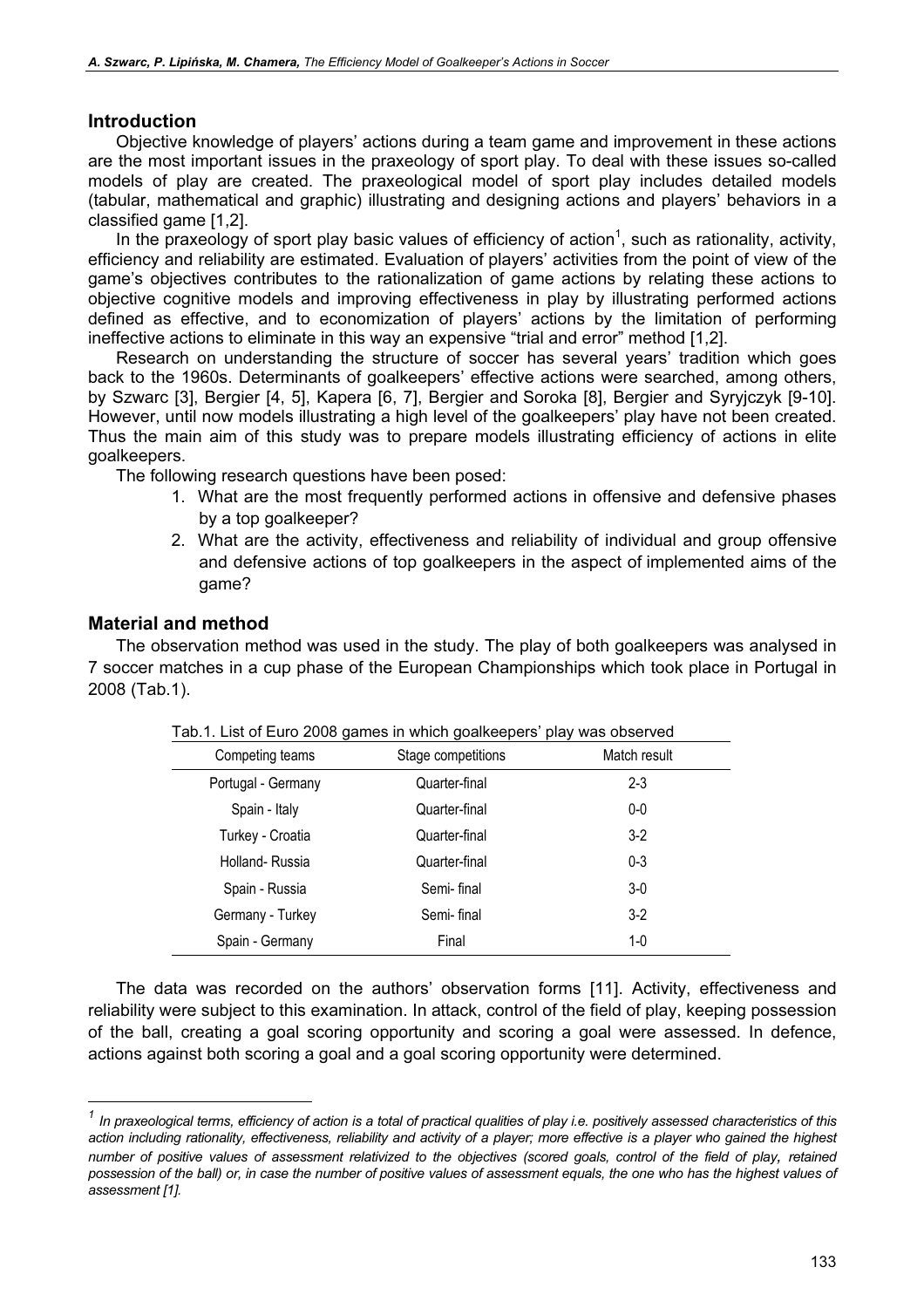## Introduction

Objective knowledge of players' actions during a team game and improvement in these actions are the most important issues in the praxeology of sport play. To deal with these issues so-called models of play are created. The praxeological model of sport play includes detailed models (tabular, mathematical and graphic) illustrating and designing actions and players' behaviors in a classified game [1,2].

In the praxeology of sport play basic values of efficiency of action[1], such as rationality, activity, efficiency and reliability are estimated. Evaluation of players' activities from the point of view of the game's objectives contributes to the rationalization of game actions by relating these actions to objective cognitive models and improving effectiveness in play by illustrating performed actions defined as effective, and to economization of players' actions by the limitation of performing ineffective actions to eliminate in this way an expensive "trial and error" method [1,2].

Research on understanding the structure of soccer has several years' tradition which goes back to the 1960s. Determinants of goalkeepers' effective actions were searched, among others, by Szwarc [3], Bergier [4, 5], Kapera [6, 7], Bergier and Soroka [8], Bergier and Syryjczyk [9-10]. However, until now models illustrating a high level of the goalkeepers' play have not been created. Thus the main aim of this study was to prepare models illustrating efficiency of actions in elite goalkeepers.

The following research questions have been posed:

1. What are the most frequently performed actions in offensive and defensive phases by a top goalkeeper?
2. What are the activity, effectiveness and reliability of individual and group offensive and defensive actions of top goalkeepers in the aspect of implemented aims of the game?

## Material and method

The observation method was used in the study. The play of both goalkeepers was analysed in 7 soccer matches in a cup phase of the European Championships which took place in Portugal in 2008 (Tab.1).

Tab.1. List of Euro 2008 games in which goalkeepers' play was observed

| Competing teams | Stage competitions | Match result |
|---|---|---|
| Portugal - Germany | Quarter-final | 2-3 |
| Spain - Italy | Quarter-final | 0-0 |
| Turkey - Croatia | Quarter-final | 3-2 |
| Holland- Russia | Quarter-final | 0-3 |
| Spain - Russia | Semi- final | 3-0 |
| Germany - Turkey | Semi- final | 3-2 |
| Spain - Germany | Final | 1-0 |

The data was recorded on the authors' observation forms [11]. Activity, effectiveness and reliability were subject to this examination. In attack, control of the field of play, keeping possession of the ball, creating a goal scoring opportunity and scoring a goal were assessed. In defence, actions against both scoring a goal and a goal scoring opportunity were determined.

---

[1] *In praxeological terms, efficiency of action is a total of practical qualities of play i.e. positively assessed characteristics of this action including rationality, effectiveness, reliability and activity of a player; more effective is a player who gained the highest number of positive values of assessment relativized to the objectives (scored goals, control of the field of play, retained possession of the ball) or, in case the number of positive values of assessment equals, the one who has the highest values of assessment [1].*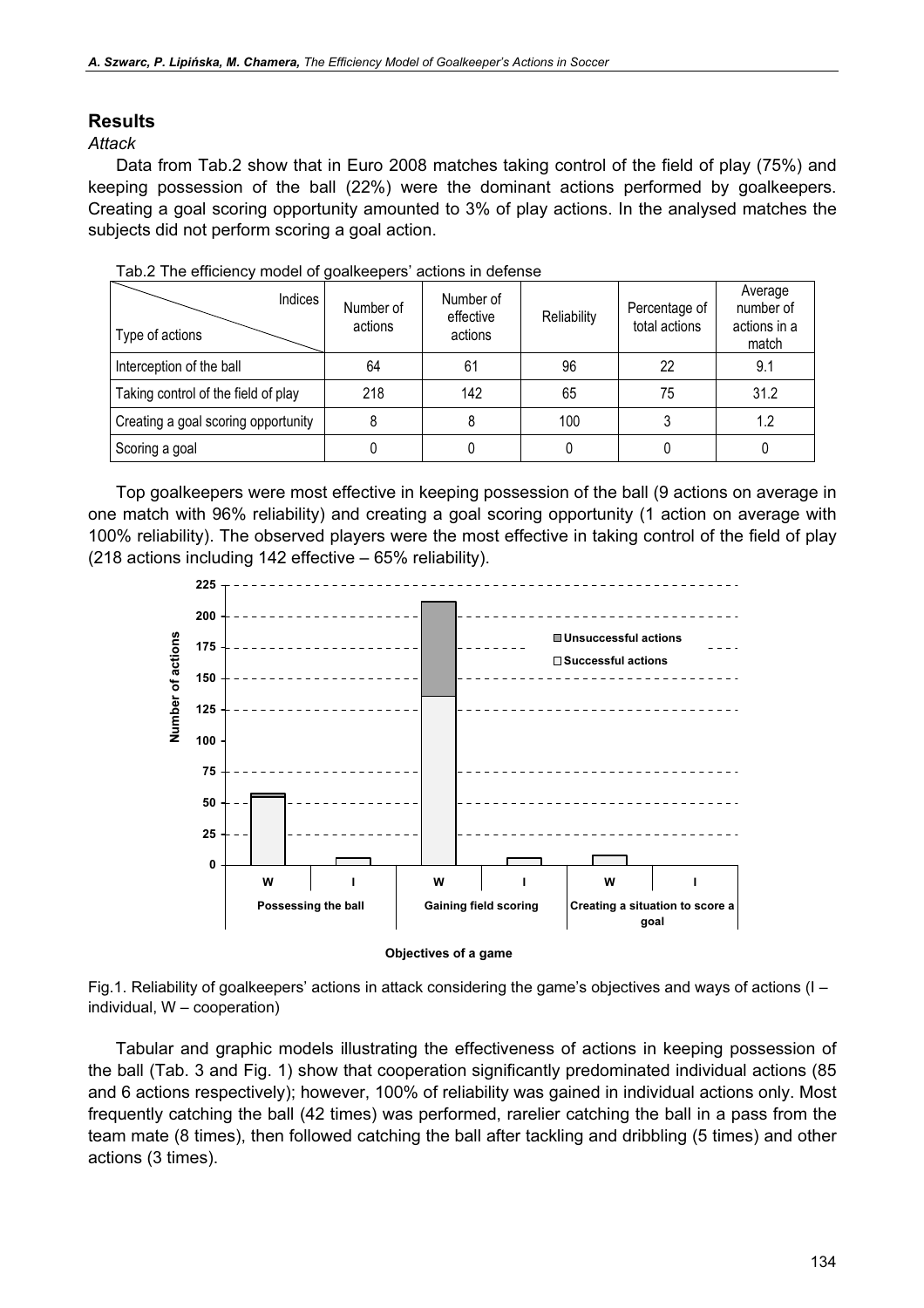## Results

*Attack*

Data from Tab.2 show that in Euro 2008 matches taking control of the field of play (75%) and keeping possession of the ball (22%) were the dominant actions performed by goalkeepers. Creating a goal scoring opportunity amounted to 3% of play actions. In the analysed matches the subjects did not perform scoring a goal action.

Tab.2 The efficiency model of goalkeepers' actions in defense

| Type of actions \ Indices | Number of actions | Number of effective actions | Reliability | Percentage of total actions | Average number of actions in a match |
|---|---|---|---|---|---|
| Interception of the ball | 64 | 61 | 96 | 22 | 9.1 |
| Taking control of the field of play | 218 | 142 | 65 | 75 | 31.2 |
| Creating a goal scoring opportunity | 8 | 8 | 100 | 3 | 1.2 |
| Scoring a goal | 0 | 0 | 0 | 0 | 0 |

Top goalkeepers were most effective in keeping possession of the ball (9 actions on average in one match with 96% reliability) and creating a goal scoring opportunity (1 action on average with 100% reliability). The observed players were the most effective in taking control of the field of play (218 actions including 142 effective – 65% reliability).

Fig.1. Reliability of goalkeepers' actions in attack considering the game's objectives and ways of actions (I – individual, W – cooperation)

Tabular and graphic models illustrating the effectiveness of actions in keeping possession of the ball (Tab. 3 and Fig. 1) show that cooperation significantly predominated individual actions (85 and 6 actions respectively); however, 100% of reliability was gained in individual actions only. Most frequently catching the ball (42 times) was performed, rarelier catching the ball in a pass from the team mate (8 times), then followed catching the ball after tackling and dribbling (5 times) and other actions (3 times).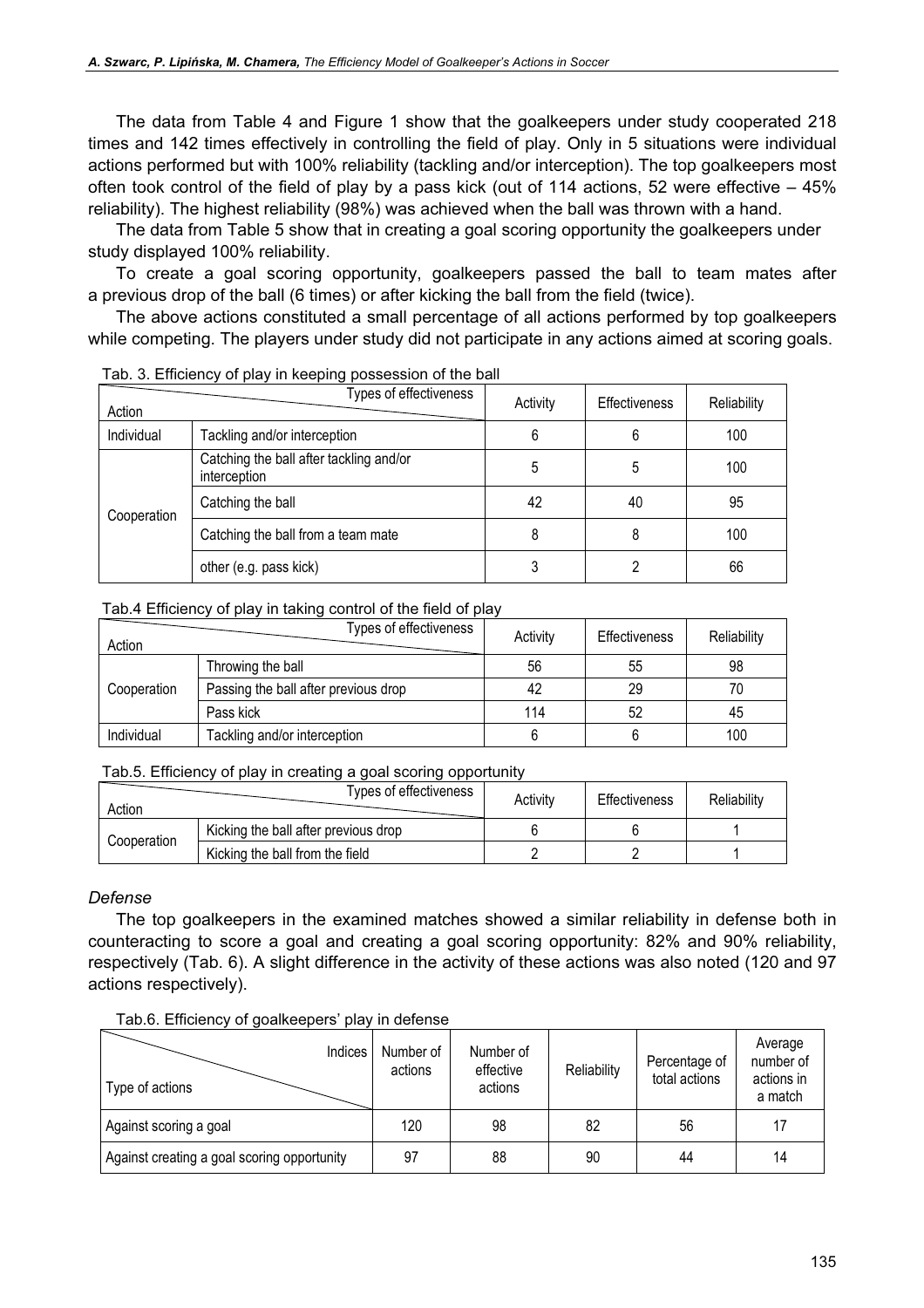The data from Table 4 and Figure 1 show that the goalkeepers under study cooperated 218 times and 142 times effectively in controlling the field of play. Only in 5 situations were individual actions performed but with 100% reliability (tackling and/or interception). The top goalkeepers most often took control of the field of play by a pass kick (out of 114 actions, 52 were effective – 45% reliability). The highest reliability (98%) was achieved when the ball was thrown with a hand.

The data from Table 5 show that in creating a goal scoring opportunity the goalkeepers under study displayed 100% reliability.

To create a goal scoring opportunity, goalkeepers passed the ball to team mates after a previous drop of the ball (6 times) or after kicking the ball from the field (twice).

The above actions constituted a small percentage of all actions performed by top goalkeepers while competing. The players under study did not participate in any actions aimed at scoring goals.

Tab. 3. Efficiency of play in keeping possession of the ball

| Action | Types of effectiveness | Activity | Effectiveness | Reliability |
|---|---|---|---|---|
| Individual | Tackling and/or interception | 6 | 6 | 100 |
| Cooperation | Catching the ball after tackling and/or interception | 5 | 5 | 100 |
| | Catching the ball | 42 | 40 | 95 |
| | Catching the ball from a team mate | 8 | 8 | 100 |
| | other (e.g. pass kick) | 3 | 2 | 66 |

Tab.4 Efficiency of play in taking control of the field of play

| Action | Types of effectiveness | Activity | Effectiveness | Reliability |
|---|---|---|---|---|
| Cooperation | Throwing the ball | 56 | 55 | 98 |
| | Passing the ball after previous drop | 42 | 29 | 70 |
| | Pass kick | 114 | 52 | 45 |
| Individual | Tackling and/or interception | 6 | 6 | 100 |

Tab.5. Efficiency of play in creating a goal scoring opportunity

| Action | Types of effectiveness | Activity | Effectiveness | Reliability |
|---|---|---|---|---|
| Cooperation | Kicking the ball after previous drop | 6 | 6 | 1 |
| | Kicking the ball from the field | 2 | 2 | 1 |

*Defense*

The top goalkeepers in the examined matches showed a similar reliability in defense both in counteracting to score a goal and creating a goal scoring opportunity: 82% and 90% reliability, respectively (Tab. 6). A slight difference in the activity of these actions was also noted (120 and 97 actions respectively).

Tab.6. Efficiency of goalkeepers' play in defense

| Type of actions / Indices | Number of actions | Number of effective actions | Reliability | Percentage of total actions | Average number of actions in a match |
|---|---|---|---|---|---|
| Against scoring a goal | 120 | 98 | 82 | 56 | 17 |
| Against creating a goal scoring opportunity | 97 | 88 | 90 | 44 | 14 |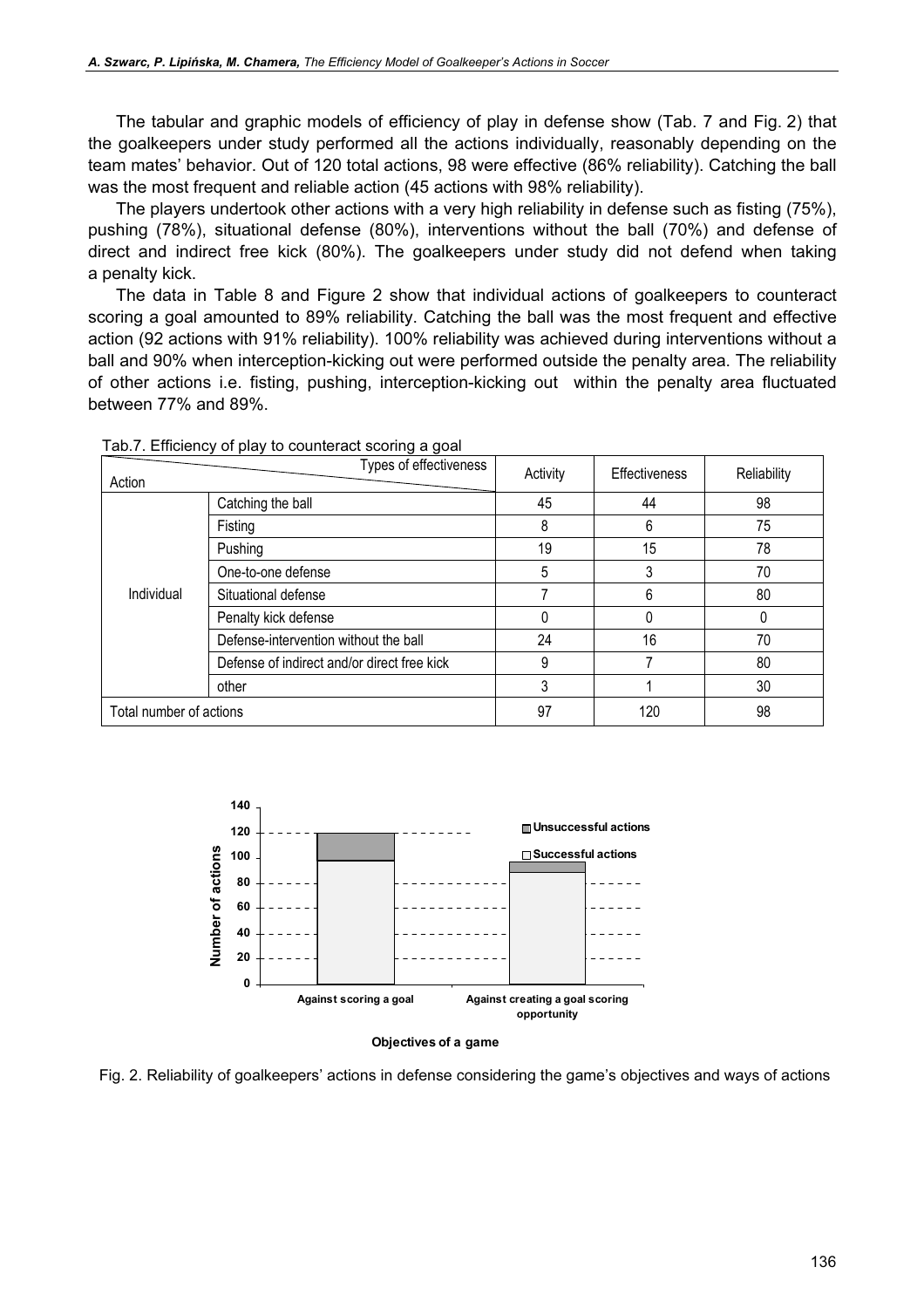The tabular and graphic models of efficiency of play in defense show (Tab. 7 and Fig. 2) that the goalkeepers under study performed all the actions individually, reasonably depending on the team mates' behavior. Out of 120 total actions, 98 were effective (86% reliability). Catching the ball was the most frequent and reliable action (45 actions with 98% reliability).

The players undertook other actions with a very high reliability in defense such as fisting (75%), pushing (78%), situational defense (80%), interventions without the ball (70%) and defense of direct and indirect free kick (80%). The goalkeepers under study did not defend when taking a penalty kick.

The data in Table 8 and Figure 2 show that individual actions of goalkeepers to counteract scoring a goal amounted to 89% reliability. Catching the ball was the most frequent and effective action (92 actions with 91% reliability). 100% reliability was achieved during interventions without a ball and 90% when interception-kicking out were performed outside the penalty area. The reliability of other actions i.e. fisting, pushing, interception-kicking out within the penalty area fluctuated between 77% and 89%.

Tab.7. Efficiency of play to counteract scoring a goal

| Action | Types of effectiveness | Activity | Effectiveness | Reliability |
|---|---|---|---|---|
| Individual | Catching the ball | 45 | 44 | 98 |
| | Fisting | 8 | 6 | 75 |
| | Pushing | 19 | 15 | 78 |
| | One-to-one defense | 5 | 3 | 70 |
| | Situational defense | 7 | 6 | 80 |
| | Penalty kick defense | 0 | 0 | 0 |
| | Defense-intervention without the ball | 24 | 16 | 70 |
| | Defense of indirect and/or direct free kick | 9 | 7 | 80 |
| | other | 3 | 1 | 30 |
| Total number of actions | | 97 | 120 | 98 |

Fig. 2. Reliability of goalkeepers' actions in defense considering the game's objectives and ways of actions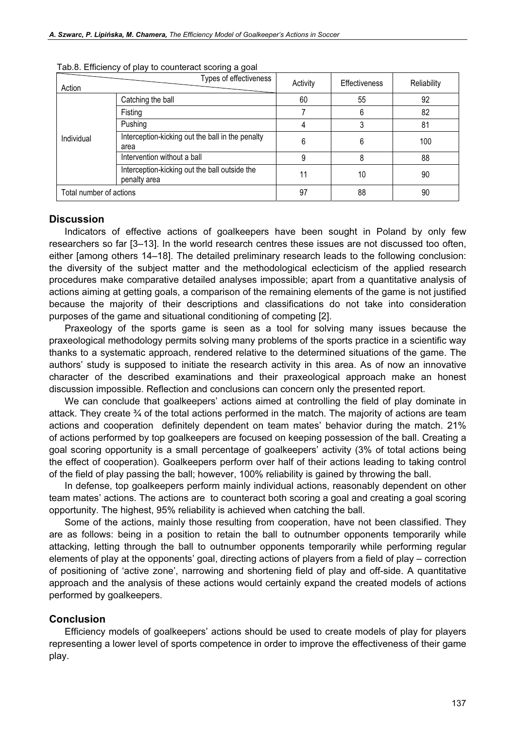Tab.8. Efficiency of play to counteract scoring a goal

| Action | Types of effectiveness | Activity | Effectiveness | Reliability |
|---|---|---|---|---|
| Individual | Catching the ball | 60 | 55 | 92 |
| | Fisting | 7 | 6 | 82 |
| | Pushing | 4 | 3 | 81 |
| | Interception-kicking out the ball in the penalty area | 6 | 6 | 100 |
| | Intervention without a ball | 9 | 8 | 88 |
| | Interception-kicking out the ball outside the penalty area | 11 | 10 | 90 |
| Total number of actions | | 97 | 88 | 90 |

## Discussion

Indicators of effective actions of goalkeepers have been sought in Poland by only few researchers so far [3–13]. In the world research centres these issues are not discussed too often, either [among others 14–18]. The detailed preliminary research leads to the following conclusion: the diversity of the subject matter and the methodological eclecticism of the applied research procedures make comparative detailed analyses impossible; apart from a quantitative analysis of actions aiming at getting goals, a comparison of the remaining elements of the game is not justified because the majority of their descriptions and classifications do not take into consideration purposes of the game and situational conditioning of competing [2].

Praxeology of the sports game is seen as a tool for solving many issues because the praxeological methodology permits solving many problems of the sports practice in a scientific way thanks to a systematic approach, rendered relative to the determined situations of the game. The authors' study is supposed to initiate the research activity in this area. As of now an innovative character of the described examinations and their praxeological approach make an honest discussion impossible. Reflection and conclusions can concern only the presented report.

We can conclude that goalkeepers' actions aimed at controlling the field of play dominate in attack. They create ¾ of the total actions performed in the match. The majority of actions are team actions and cooperation definitely dependent on team mates' behavior during the match. 21% of actions performed by top goalkeepers are focused on keeping possession of the ball. Creating a goal scoring opportunity is a small percentage of goalkeepers' activity (3% of total actions being the effect of cooperation). Goalkeepers perform over half of their actions leading to taking control of the field of play passing the ball; however, 100% reliability is gained by throwing the ball.

In defense, top goalkeepers perform mainly individual actions, reasonably dependent on other team mates' actions. The actions are to counteract both scoring a goal and creating a goal scoring opportunity. The highest, 95% reliability is achieved when catching the ball.

Some of the actions, mainly those resulting from cooperation, have not been classified. They are as follows: being in a position to retain the ball to outnumber opponents temporarily while attacking, letting through the ball to outnumber opponents temporarily while performing regular elements of play at the opponents' goal, directing actions of players from a field of play – correction of positioning of 'active zone', narrowing and shortening field of play and off-side. A quantitative approach and the analysis of these actions would certainly expand the created models of actions performed by goalkeepers.

## Conclusion

Efficiency models of goalkeepers' actions should be used to create models of play for players representing a lower level of sports competence in order to improve the effectiveness of their game play.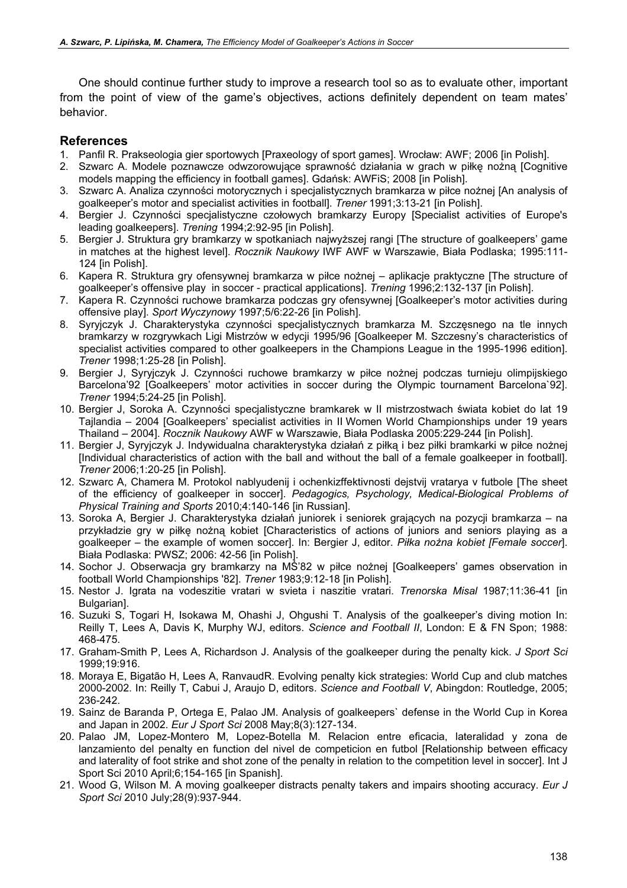One should continue further study to improve a research tool so as to evaluate other, important from the point of view of the game's objectives, actions definitely dependent on team mates' behavior.

## References

1. Panfil R. Prakseologia gier sportowych [Praxeology of sport games]. Wrocław: AWF; 2006 [in Polish].
2. Szwarc A. Modele poznawcze odwzorowujące sprawność działania w grach w piłkę nożną [Cognitive models mapping the efficiency in football games]. Gdańsk: AWFiS; 2008 [in Polish].
3. Szwarc A. Analiza czynności motorycznych i specjalistycznych bramkarza w piłce nożnej [An analysis of goalkeeper's motor and specialist activities in football]. *Trener* 1991;3:13-21 [in Polish].
4. Bergier J. Czynności specjalistyczne czołowych bramkarzy Europy [Specialist activities of Europe's leading goalkeepers]. *Trening* 1994;2:92-95 [in Polish].
5. Bergier J. Struktura gry bramkarzy w spotkaniach najwyższej rangi [The structure of goalkeepers' game in matches at the highest level]. *Rocznik Naukowy* IWF AWF w Warszawie, Biała Podlaska; 1995:111-124 [in Polish].
6. Kapera R. Struktura gry ofensywnej bramkarza w piłce nożnej – aplikacje praktyczne [The structure of goalkeeper's offensive play in soccer - practical applications]. *Trening* 1996;2:132-137 [in Polish].
7. Kapera R. Czynności ruchowe bramkarza podczas gry ofensywnej [Goalkeeper's motor activities during offensive play]. *Sport Wyczynowy* 1997;5/6:22-26 [in Polish].
8. Syryjczyk J. Charakterystyka czynności specjalistycznych bramkarza M. Szczęsnego na tle innych bramkarzy w rozgrywkach Ligi Mistrzów w edycji 1995/96 [Goalkeeper M. Szczesny's characteristics of specialist activities compared to other goalkeepers in the Champions League in the 1995-1996 edition]. *Trener* 1998;1:25-28 [in Polish].
9. Bergier J, Syryjczyk J. Czynności ruchowe bramkarzy w piłce nożnej podczas turnieju olimpijskiego Barcelona'92 [Goalkeepers' motor activities in soccer during the Olympic tournament Barcelona`92]. *Trener* 1994;5:24-25 [in Polish].
10. Bergier J, Soroka A. Czynności specjalistyczne bramkarek w II mistrzostwach świata kobiet do lat 19 Tajlandia – 2004 [Goalkeepers' specialist activities in II Women World Championships under 19 years Thailand – 2004]. *Rocznik Naukowy* AWF w Warszawie, Biała Podlaska 2005:229-244 [in Polish].
11. Bergier J, Syryjczyk J. Indywidualna charakterystyka działań z piłką i bez piłki bramkarki w piłce nożnej [Individual characteristics of action with the ball and without the ball of a female goalkeeper in football]. *Trener* 2006;1:20-25 [in Polish].
12. Szwarc A, Chamera M. Protokol nablyudenij i ochenkizffektivnosti dejstvij vratarya v futbole [The sheet of the efficiency of goalkeeper in soccer]. *Pedagogics, Psychology, Medical-Biological Problems of Physical Training and Sports* 2010;4:140-146 [in Russian].
13. Soroka A, Bergier J. Charakterystyka działań juniorek i seniorek grających na pozycji bramkarza – na przykładzie gry w piłkę nożną kobiet [Characteristics of actions of juniors and seniors playing as a goalkeeper – the example of women soccer]. In: Bergier J, editor. *Piłka nożna kobiet [Female soccer*]. Biała Podlaska: PWSZ; 2006: 42-56 [in Polish].
14. Sochor J. Obserwacja gry bramkarzy na MŚ'82 w piłce nożnej [Goalkeepers' games observation in football World Championships '82]. *Trener* 1983;9:12-18 [in Polish].
15. Nestor J. Igrata na vodeszitie vratari w svieta i naszitie vratari. *Trenorska Misal* 1987;11:36-41 [in Bulgarian].
16. Suzuki S, Togari H, Isokawa M, Ohashi J, Ohgushi T. Analysis of the goalkeeper's diving motion In: Reilly T, Lees A, Davis K, Murphy WJ, editors. *Science and Football II*, London: E & FN Spon; 1988: 468-475.
17. Graham-Smith P, Lees A, Richardson J. Analysis of the goalkeeper during the penalty kick. *J Sport Sci* 1999;19:916.
18. Moraya E, Bigatão H, Lees A, RanvaudR. Evolving penalty kick strategies: World Cup and club matches 2000-2002. In: Reilly T, Cabui J, Araujo D, editors. *Science and Football V*, Abingdon: Routledge, 2005; 236-242.
19. Sainz de Baranda P, Ortega E, Palao JM. Analysis of goalkeepers` defense in the World Cup in Korea and Japan in 2002. *Eur J Sport Sci* 2008 May;8(3):127-134.
20. Palao JM, Lopez-Montero M, Lopez-Botella M. Relacion entre eficacia, lateralidad y zona de lanzamiento del penalty en function del nivel de competicion en futbol [Relationship between efficacy and laterality of foot strike and shot zone of the penalty in relation to the competition level in soccer]. Int J Sport Sci 2010 April;6;154-165 [in Spanish].
21. Wood G, Wilson M. A moving goalkeeper distracts penalty takers and impairs shooting accuracy. *Eur J Sport Sci* 2010 July;28(9):937-944.